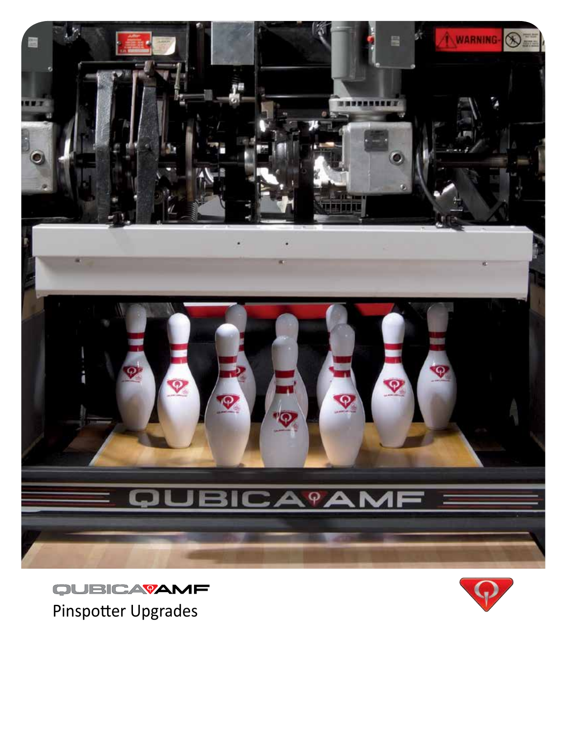QUBICA AMF

Pinspotter Upgrades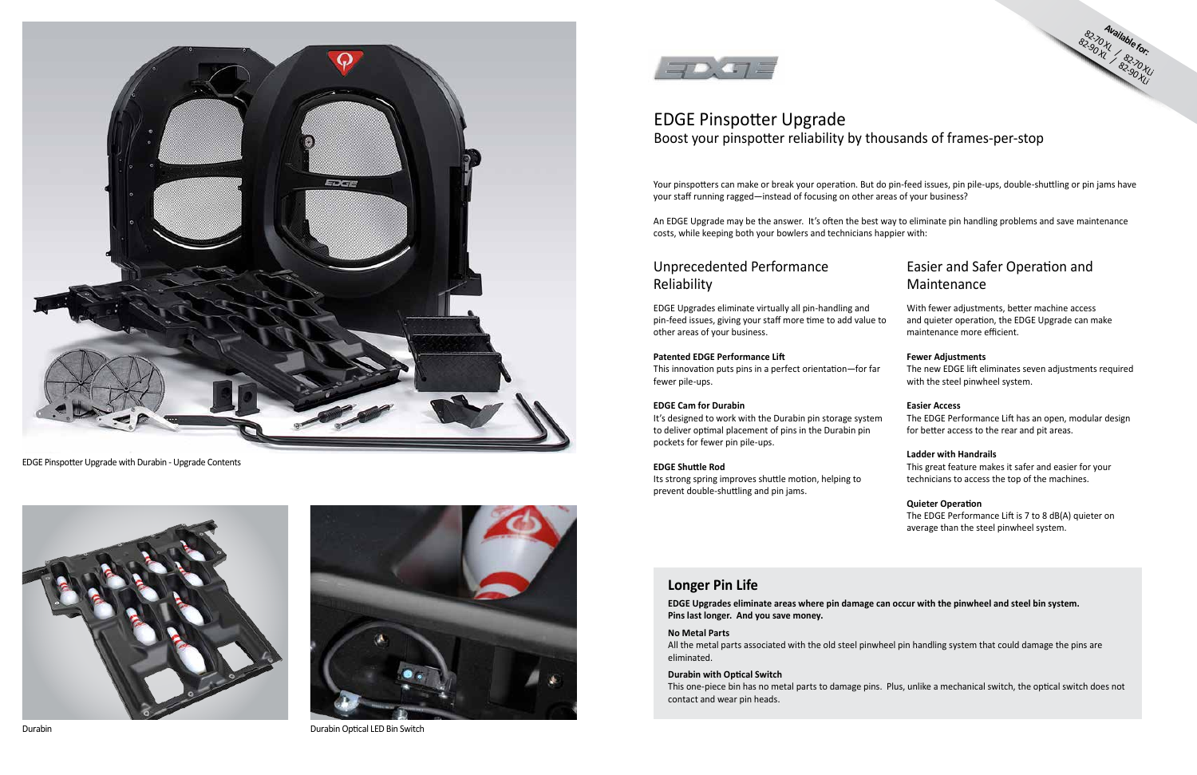EDGE Pinspotter Upgrade with Durabin - Upgrade Contents

Durabin

Durabin Optical LED Bin Switch

**Available for:**
82-70 XL / 82-70 XLi
82-90 XL / 82-90 XLi

# EDGE Pinspotter Upgrade

## Boost your pinspotter reliability by thousands of frames-per-stop

Your pinspotters can make or break your operation. But do pin-feed issues, pin pile-ups, double-shuttling or pin jams have your staff running ragged—instead of focusing on other areas of your business?

An EDGE Upgrade may be the answer. It's often the best way to eliminate pin handling problems and save maintenance costs, while keeping both your bowlers and technicians happier with:

## Unprecedented Performance Reliability

EDGE Upgrades eliminate virtually all pin-handling and pin-feed issues, giving your staff more time to add value to other areas of your business.

**Patented EDGE Performance Lift**
This innovation puts pins in a perfect orientation—for far fewer pile-ups.

**EDGE Cam for Durabin**
It's designed to work with the Durabin pin storage system to deliver optimal placement of pins in the Durabin pin pockets for fewer pin pile-ups.

**EDGE Shuttle Rod**
Its strong spring improves shuttle motion, helping to prevent double-shuttling and pin jams.

## Easier and Safer Operation and Maintenance

With fewer adjustments, better machine access and quieter operation, the EDGE Upgrade can make maintenance more efficient.

**Fewer Adjustments**
The new EDGE lift eliminates seven adjustments required with the steel pinwheel system.

**Easier Access**
The EDGE Performance Lift has an open, modular design for better access to the rear and pit areas.

**Ladder with Handrails**
This great feature makes it safer and easier for your technicians to access the top of the machines.

**Quieter Operation**
The EDGE Performance Lift is 7 to 8 dB(A) quieter on average than the steel pinwheel system.

## Longer Pin Life

**EDGE Upgrades eliminate areas where pin damage can occur with the pinwheel and steel bin system. Pins last longer. And you save money.**

**No Metal Parts**
All the metal parts associated with the old steel pinwheel pin handling system that could damage the pins are eliminated.

**Durabin with Optical Switch**
This one-piece bin has no metal parts to damage pins. Plus, unlike a mechanical switch, the optical switch does not contact and wear pin heads.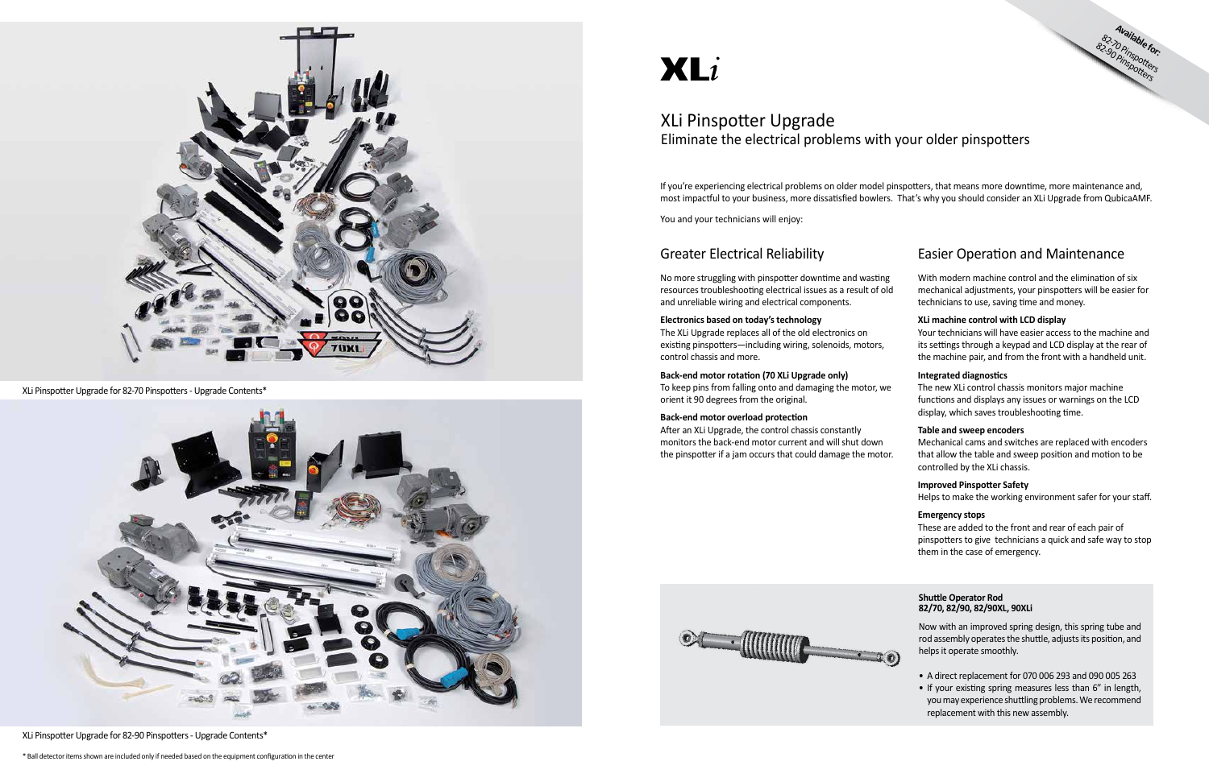XLi Pinspotter Upgrade for 82-70 Pinspotters - Upgrade Contents*

XLi Pinspotter Upgrade for 82-90 Pinspotters - Upgrade Contents*

\* Ball detector items shown are included only if needed based on the equipment configuration in the center

**Available for:**
82-70 Pinspotters
82-90 Pinspotters

# XLi

## XLi Pinspotter Upgrade

Eliminate the electrical problems with your older pinspotters

If you're experiencing electrical problems on older model pinspotters, that means more downtime, more maintenance and, most impactful to your business, more dissatisfied bowlers. That's why you should consider an XLi Upgrade from QubicaAMF.

You and your technicians will enjoy:

### Greater Electrical Reliability

No more struggling with pinspotter downtime and wasting resources troubleshooting electrical issues as a result of old and unreliable wiring and electrical components.

**Electronics based on today's technology**
The XLi Upgrade replaces all of the old electronics on existing pinspotters—including wiring, solenoids, motors, control chassis and more.

**Back-end motor rotation (70 XLi Upgrade only)**
To keep pins from falling onto and damaging the motor, we orient it 90 degrees from the original.

**Back-end motor overload protection**
After an XLi Upgrade, the control chassis constantly monitors the back-end motor current and will shut down the pinspotter if a jam occurs that could damage the motor.

### Easier Operation and Maintenance

With modern machine control and the elimination of six mechanical adjustments, your pinspotters will be easier for technicians to use, saving time and money.

**XLi machine control with LCD display**
Your technicians will have easier access to the machine and its settings through a keypad and LCD display at the rear of the machine pair, and from the front with a handheld unit.

**Integrated diagnostics**
The new XLi control chassis monitors major machine functions and displays any issues or warnings on the LCD display, which saves troubleshooting time.

**Table and sweep encoders**
Mechanical cams and switches are replaced with encoders that allow the table and sweep position and motion to be controlled by the XLi chassis.

**Improved Pinspotter Safety**
Helps to make the working environment safer for your staff.

**Emergency stops**
These are added to the front and rear of each pair of pinspotters to give technicians a quick and safe way to stop them in the case of emergency.

**Shuttle Operator Rod**
**82/70, 82/90, 82/90XL, 90XLi**

Now with an improved spring design, this spring tube and rod assembly operates the shuttle, adjusts its position, and helps it operate smoothly.

- A direct replacement for 070 006 293 and 090 005 263
- If your existing spring measures less than 6" in length, you may experience shuttling problems. We recommend replacement with this new assembly.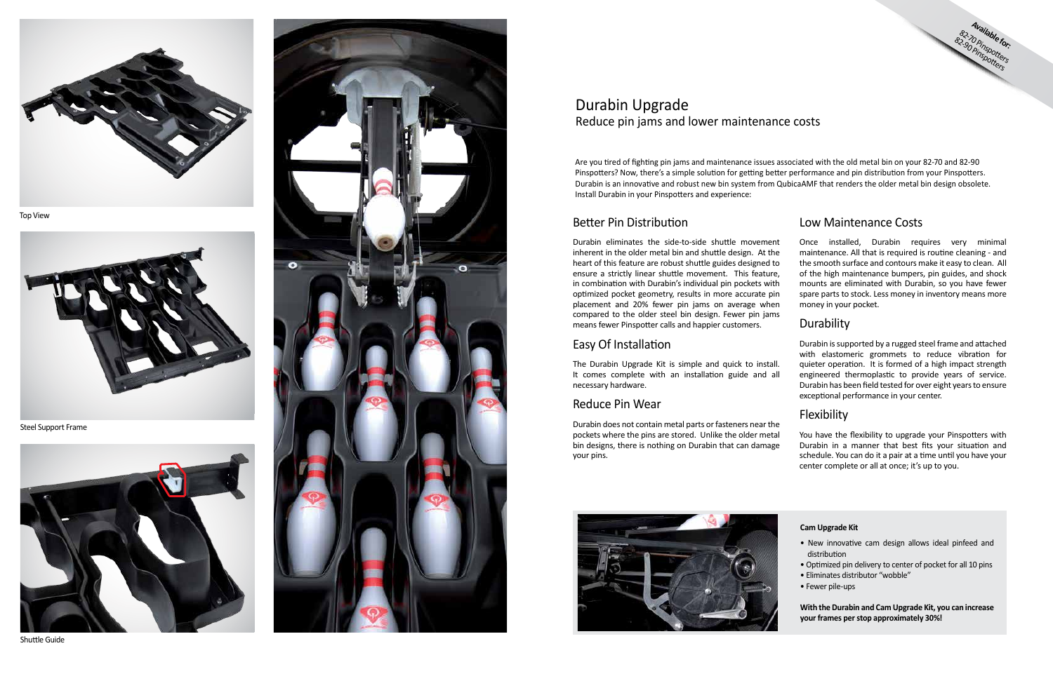Top View

Steel Support Frame

Shuttle Guide

**Available for:**
82-70 Pinspotters
82-90 Pinspotters

# Durabin Upgrade

## Reduce pin jams and lower maintenance costs

Are you tired of fighting pin jams and maintenance issues associated with the old metal bin on your 82-70 and 82-90 Pinspotters? Now, there's a simple solution for getting better performance and pin distribution from your Pinspotters. Durabin is an innovative and robust new bin system from QubicaAMF that renders the older metal bin design obsolete. Install Durabin in your Pinspotters and experience:

### Better Pin Distribution

Durabin eliminates the side-to-side shuttle movement inherent in the older metal bin and shuttle design. At the heart of this feature are robust shuttle guides designed to ensure a strictly linear shuttle movement. This feature, in combination with Durabin's individual pin pockets with optimized pocket geometry, results in more accurate pin placement and 20% fewer pin jams on average when compared to the older steel bin design. Fewer pin jams means fewer Pinspotter calls and happier customers.

### Easy Of Installation

The Durabin Upgrade Kit is simple and quick to install. It comes complete with an installation guide and all necessary hardware.

### Reduce Pin Wear

Durabin does not contain metal parts or fasteners near the pockets where the pins are stored. Unlike the older metal bin designs, there is nothing on Durabin that can damage your pins.

### Low Maintenance Costs

Once installed, Durabin requires very minimal maintenance. All that is required is routine cleaning - and the smooth surface and contours make it easy to clean. All of the high maintenance bumpers, pin guides, and shock mounts are eliminated with Durabin, so you have fewer spare parts to stock. Less money in inventory means more money in your pocket.

### Durability

Durabin is supported by a rugged steel frame and attached with elastomeric grommets to reduce vibration for quieter operation. It is formed of a high impact strength engineered thermoplastic to provide years of service. Durabin has been field tested for over eight years to ensure exceptional performance in your center.

### Flexibility

You have the flexibility to upgrade your Pinspotters with Durabin in a manner that best fits your situation and schedule. You can do it a pair at a time until you have your center complete or all at once; it's up to you.

**Cam Upgrade Kit**

- New innovative cam design allows ideal pinfeed and distribution
- Optimized pin delivery to center of pocket for all 10 pins
- Eliminates distributor "wobble"
- Fewer pile-ups

**With the Durabin and Cam Upgrade Kit, you can increase your frames per stop approximately 30%!**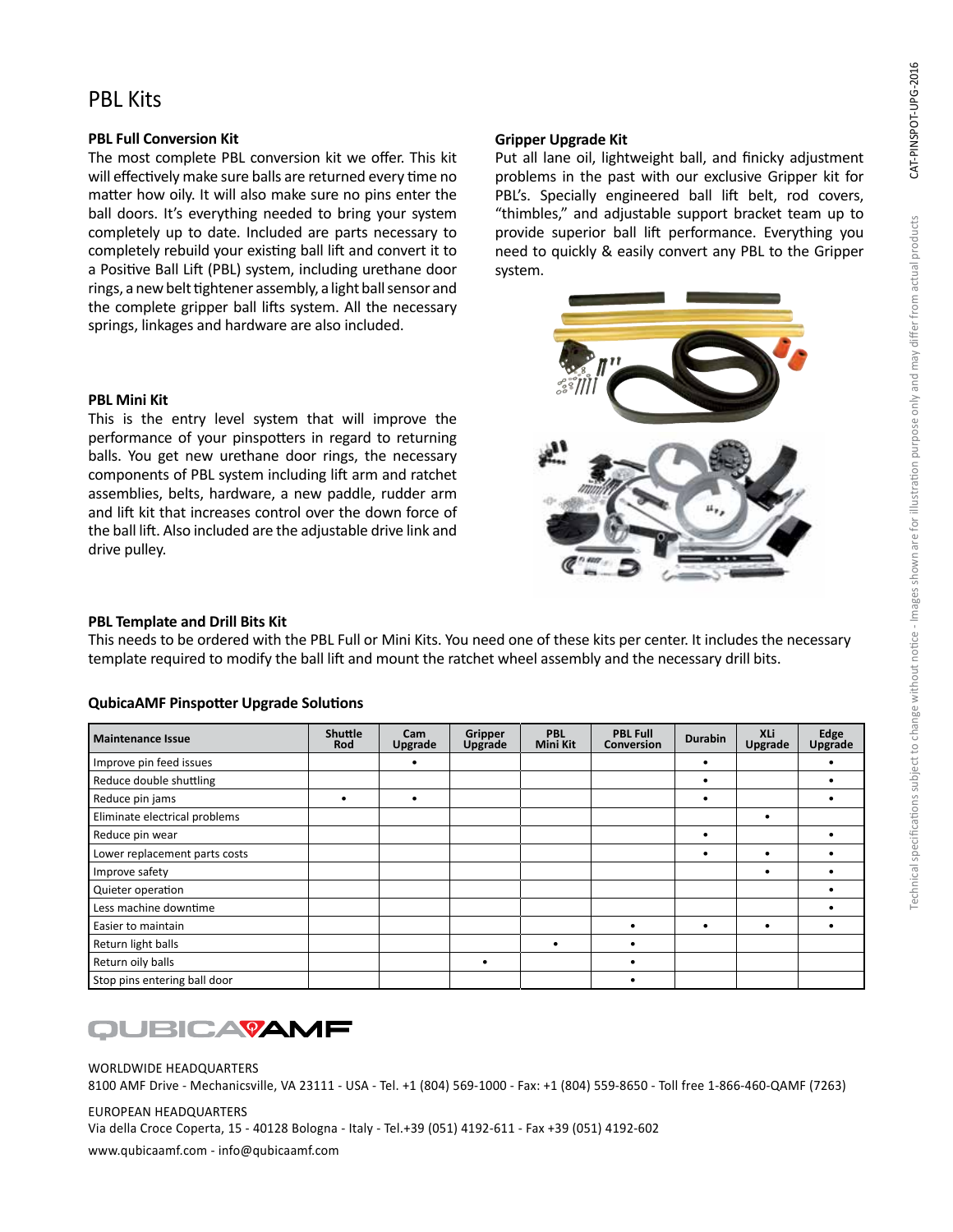# PBL Kits

### PBL Full Conversion Kit

The most complete PBL conversion kit we offer. This kit will effectively make sure balls are returned every time no matter how oily. It will also make sure no pins enter the ball doors. It's everything needed to bring your system completely up to date. Included are parts necessary to completely rebuild your existing ball lift and convert it to a Positive Ball Lift (PBL) system, including urethane door rings, a new belt tightener assembly, a light ball sensor and the complete gripper ball lifts system. All the necessary springs, linkages and hardware are also included.

### PBL Mini Kit

This is the entry level system that will improve the performance of your pinspotters in regard to returning balls. You get new urethane door rings, the necessary components of PBL system including lift arm and ratchet assemblies, belts, hardware, a new paddle, rudder arm and lift kit that increases control over the down force of the ball lift. Also included are the adjustable drive link and drive pulley.

### Gripper Upgrade Kit

Put all lane oil, lightweight ball, and finicky adjustment problems in the past with our exclusive Gripper kit for PBL's. Specially engineered ball lift belt, rod covers, "thimbles," and adjustable support bracket team up to provide superior ball lift performance. Everything you need to quickly & easily convert any PBL to the Gripper system.

### PBL Template and Drill Bits Kit

This needs to be ordered with the PBL Full or Mini Kits. You need one of these kits per center. It includes the necessary template required to modify the ball lift and mount the ratchet wheel assembly and the necessary drill bits.

### QubicaAMF Pinspotter Upgrade Solutions

| Maintenance Issue | Shuttle Rod | Cam Upgrade | Gripper Upgrade | PBL Mini Kit | PBL Full Conversion | Durabin | XLi Upgrade | Edge Upgrade |
|---|---|---|---|---|---|---|---|---|
| Improve pin feed issues | | • | | | | • | | • |
| Reduce double shuttling | | | | | | • | | • |
| Reduce pin jams | • | • | | | | • | | • |
| Eliminate electrical problems | | | | | | | • | |
| Reduce pin wear | | | | | | • | | • |
| Lower replacement parts costs | | | | | | • | • | • |
| Improve safety | | | | | | | • | • |
| Quieter operation | | | | | | | | • |
| Less machine downtime | | | | | | | | • |
| Easier to maintain | | | | | • | • | • | • |
| Return light balls | | | | • | • | | | |
| Return oily balls | | | • | | • | | | |
| Stop pins entering ball door | | | | | • | | | |

QUBICAAMF

WORLDWIDE HEADQUARTERS
8100 AMF Drive - Mechanicsville, VA 23111 - USA - Tel. +1 (804) 569-1000 - Fax: +1 (804) 559-8650 - Toll free 1-866-460-QAMF (7263)

EUROPEAN HEADQUARTERS
Via della Croce Coperta, 15 - 40128 Bologna - Italy - Tel.+39 (051) 4192-611 - Fax +39 (051) 4192-602

www.qubicaamf.com - info@qubicaamf.com

Technical specifications subject to change without notice - Images shown are for illustration purpose only and may differ from actual products

CAT-PINSPOT-UPG-2016